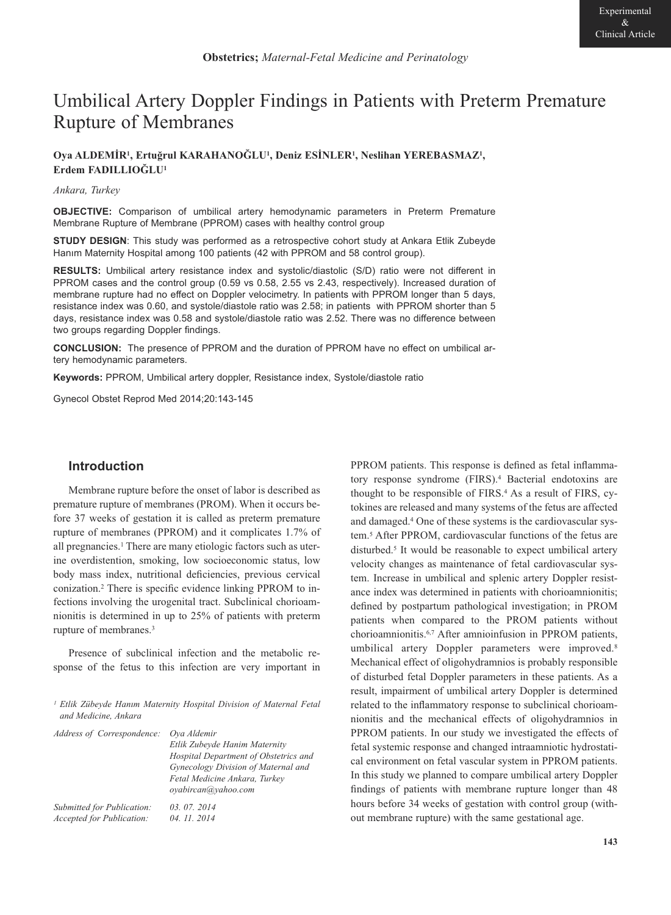Obstetrics; *Maternal-Fetal Medicine and Perinatology*

# Umbilical Artery Doppler Findings in Patients with Preterm Premature Rupture of Membranes

**Oya ALDEMİR[1], Ertuğrul KARAHANOĞLU[1], Deniz ESİNLER[1], Neslihan YEREBASMAZ[1], Erdem FADILLIOĞLU[1]**

*Ankara, Turkey*

**OBJECTIVE:** Comparison of umbilical artery hemodynamic parameters in Preterm Premature Membrane Rupture of Membrane (PPROM) cases with healthy control group

**STUDY DESIGN**: This study was performed as a retrospective cohort study at Ankara Etlik Zubeyde Hanım Maternity Hospital among 100 patients (42 with PPROM and 58 control group).

**RESULTS:** Umbilical artery resistance index and systolic/diastolic (S/D) ratio were not different in PPROM cases and the control group (0.59 vs 0.58, 2.55 vs 2.43, respectively). Increased duration of membrane rupture had no effect on Doppler velocimetry. In patients with PPROM longer than 5 days, resistance index was 0.60, and systole/diastole ratio was 2.58; in patients with PPROM shorter than 5 days, resistance index was 0.58 and systole/diastole ratio was 2.52. There was no difference between two groups regarding Doppler findings.

**CONCLUSION:** The presence of PPROM and the duration of PPROM have no effect on umbilical artery hemodynamic parameters.

**Keywords:** PPROM, Umbilical artery doppler, Resistance index, Systole/diastole ratio

Gynecol Obstet Reprod Med 2014;20:143-145

## Introduction

Membrane rupture before the onset of labor is described as premature rupture of membranes (PROM). When it occurs before 37 weeks of gestation it is called as preterm premature rupture of membranes (PPROM) and it complicates 1.7% of all pregnancies.[1] There are many etiologic factors such as uterine overdistention, smoking, low socioeconomic status, low body mass index, nutritional deficiencies, previous cervical conization.[2] There is specific evidence linking PPROM to infections involving the urogenital tract. Subclinical chorioamnionitis is determined in up to 25% of patients with preterm rupture of membranes.[3]

Presence of subclinical infection and the metabolic response of the fetus to this infection are very important in PPROM patients. This response is defined as fetal inflammatory response syndrome (FIRS).[4] Bacterial endotoxins are thought to be responsible of FIRS.[4] As a result of FIRS, cytokines are released and many systems of the fetus are affected and damaged.[4] One of these systems is the cardiovascular system.[5] After PPROM, cardiovascular functions of the fetus are disturbed.[5] It would be reasonable to expect umbilical artery velocity changes as maintenance of fetal cardiovascular system. Increase in umbilical and splenic artery Doppler resistance index was determined in patients with chorioamnionitis; defined by postpartum pathological investigation; in PROM patients when compared to the PROM patients without chorioamnionitis.[6,7] After amnioinfusion in PPROM patients, umbilical artery Doppler parameters were improved.[8] Mechanical effect of oligohydramnios is probably responsible of disturbed fetal Doppler parameters in these patients. As a result, impairment of umbilical artery Doppler is determined related to the inflammatory response to subclinical chorioamnionitis and the mechanical effects of oligohydramnios in PPROM patients. In our study we investigated the effects of fetal systemic response and changed intraamniotic hydrostatical environment on fetal vascular system in PPROM patients. In this study we planned to compare umbilical artery Doppler findings of patients with membrane rupture longer than 48 hours before 34 weeks of gestation with control group (without membrane rupture) with the same gestational age.

---

*[1] Etlik Zübeyde Hanım Maternity Hospital Division of Maternal Fetal and Medicine, Ankara*

*Address of Correspondence:* *Oya Aldemir, Etlik Zubeyde Hanim Maternity Hospital Department of Obstetrics and Gynecology Division of Maternal and Fetal Medicine Ankara, Turkey, oyabircan@yahoo.com*

*Submitted for Publication:* *03. 07. 2014*
*Accepted for Publication:* *04. 11. 2014*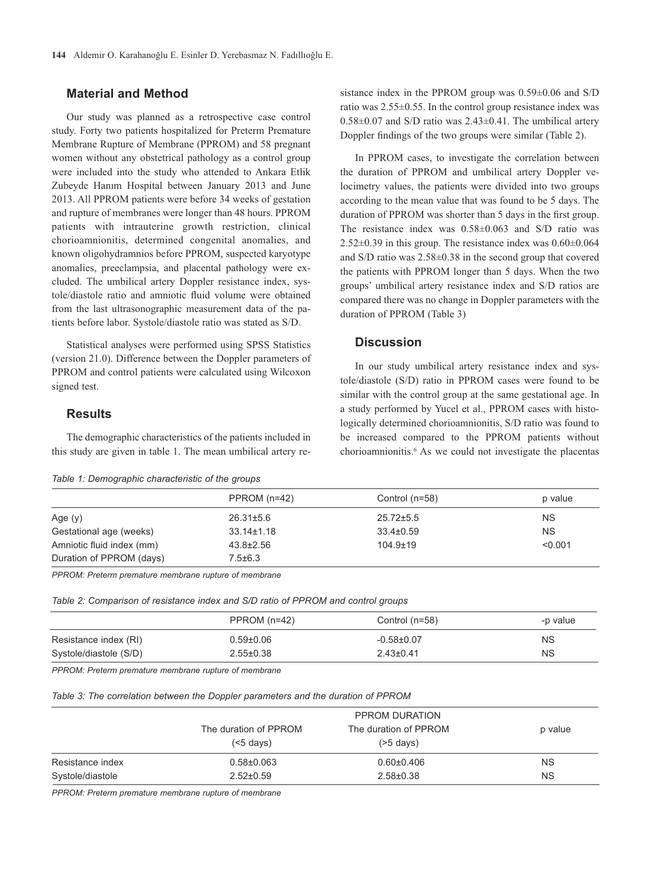## Material and Method

Our study was planned as a retrospective case control study. Forty two patients hospitalized for Preterm Premature Membrane Rupture of Membrane (PPROM) and 58 pregnant women without any obstetrical pathology as a control group were included into the study who attended to Ankara Etlik Zubeyde Hanım Hospital between January 2013 and June 2013. All PPROM patients were before 34 weeks of gestation and rupture of membranes were longer than 48 hours. PPROM patients with intrauterine growth restriction, clinical chorioamnionitis, determined congenital anomalies, and known oligohydramnios before PPROM, suspected karyotype anomalies, preeclampsia, and placental pathology were excluded. The umbilical artery Doppler resistance index, systole/diastole ratio and amniotic fluid volume were obtained from the last ultrasonographic measurement data of the patients before labor. Systole/diastole ratio was stated as S/D.

Statistical analyses were performed using SPSS Statistics (version 21.0). Difference between the Doppler parameters of PPROM and control patients were calculated using Wilcoxon signed test.

## Results

The demographic characteristics of the patients included in this study are given in table 1. The mean umbilical artery resistance index in the PPROM group was 0.59±0.06 and S/D ratio was 2.55±0.55. In the control group resistance index was 0.58±0.07 and S/D ratio was 2.43±0.41. The umbilical artery Doppler findings of the two groups were similar (Table 2).

In PPROM cases, to investigate the correlation between the duration of PPROM and umbilical artery Doppler velocimetry values, the patients were divided into two groups according to the mean value that was found to be 5 days. The duration of PPROM was shorter than 5 days in the first group. The resistance index was 0.58±0.063 and S/D ratio was 2.52±0.39 in this group. The resistance index was 0.60±0.064 and S/D ratio was 2.58±0.38 in the second group that covered the patients with PPROM longer than 5 days. When the two groups' umbilical artery resistance index and S/D ratios are compared there was no change in Doppler parameters with the duration of PPROM (Table 3)

## Discussion

In our study umbilical artery resistance index and systole/diastole (S/D) ratio in PPROM cases were found to be similar with the control group at the same gestational age. In a study performed by Yucel et al., PPROM cases with histologically determined chorioamnionitis, S/D ratio was found to be increased compared to the PPROM patients without chorioamnionitis.[6] As we could not investigate the placentas

*Table 1: Demographic characteristic of the groups*

| | PPROM (n=42) | Control (n=58) | p value |
|---|---|---|---|
| Age (y) | 26.31±5.6 | 25.72±5.5 | NS |
| Gestational age (weeks) | 33.14±1.18 | 33.4±0.59 | NS |
| Amniotic fluid index (mm) | 43.8±2.56 | 104.9±19 | <0.001 |
| Duration of PPROM (days) | 7.5±6.3 | | |

*PPROM: Preterm premature membrane rupture of membrane*

*Table 2: Comparison of resistance index and S/D ratio of PPROM and control groups*

| | PPROM (n=42) | Control (n=58) | -p value |
|---|---|---|---|
| Resistance index (RI) | 0.59±0.06 | -0.58±0.07 | NS |
| Systole/diastole (S/D) | 2.55±0.38 | 2.43±0.41 | NS |

*PPROM: Preterm premature membrane rupture of membrane*

*Table 3: The correlation between the Doppler parameters and the duration of PPROM*

| | PPROM DURATION | | |
|---|---|---|---|
| | The duration of PPROM (<5 days) | The duration of PPROM (>5 days) | p value |
| Resistance index | 0.58±0.063 | 0.60±0.406 | NS |
| Systole/diastole | 2.52±0.59 | 2.58±0.38 | NS |

*PPROM: Preterm premature membrane rupture of membrane*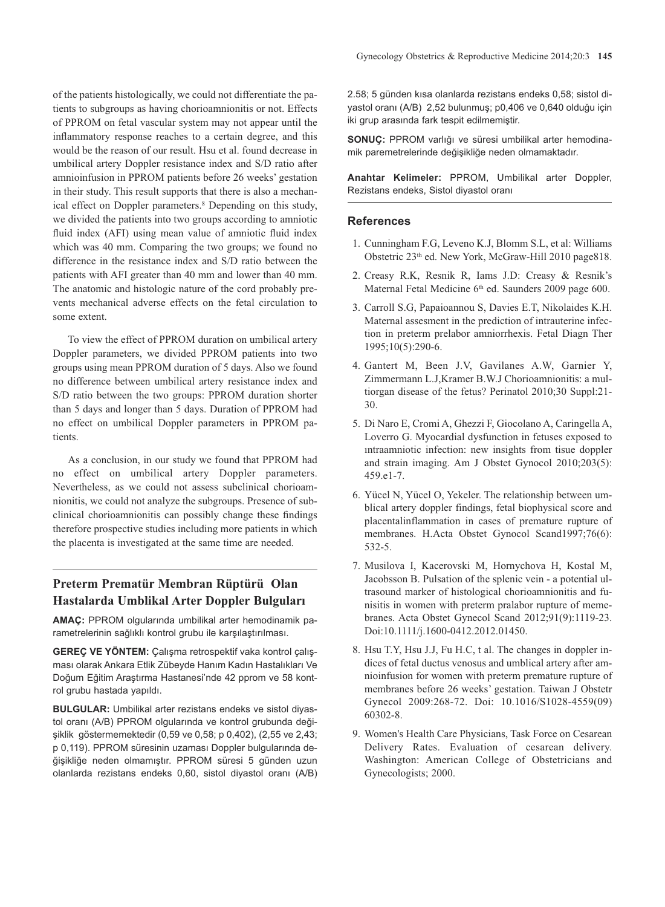of the patients histologically, we could not differentiate the patients to subgroups as having chorioamnionitis or not. Effects of PPROM on fetal vascular system may not appear until the inflammatory response reaches to a certain degree, and this would be the reason of our result. Hsu et al. found decrease in umbilical artery Doppler resistance index and S/D ratio after amnioinfusion in PPROM patients before 26 weeks' gestation in their study. This result supports that there is also a mechanical effect on Doppler parameters.[8] Depending on this study, we divided the patients into two groups according to amniotic fluid index (AFI) using mean value of amniotic fluid index which was 40 mm. Comparing the two groups; we found no difference in the resistance index and S/D ratio between the patients with AFI greater than 40 mm and lower than 40 mm. The anatomic and histologic nature of the cord probably prevents mechanical adverse effects on the fetal circulation to some extent.

To view the effect of PPROM duration on umbilical artery Doppler parameters, we divided PPROM patients into two groups using mean PPROM duration of 5 days. Also we found no difference between umbilical artery resistance index and S/D ratio between the two groups: PPROM duration shorter than 5 days and longer than 5 days. Duration of PPROM had no effect on umbilical Doppler parameters in PPROM patients.

As a conclusion, in our study we found that PPROM had no effect on umbilical artery Doppler parameters. Nevertheless, as we could not assess subclinical chorioamnionitis, we could not analyze the subgroups. Presence of subclinical chorioamnionitis can possibly change these findings therefore prospective studies including more patients in which the placenta is investigated at the same time are needed.

## Preterm Prematür Membran Rüptürü Olan Hastalarda Umblikal Arter Doppler Bulguları

**AMAÇ:** PPROM olgularında umbilikal arter hemodinamik parametrelerinin sağlıklı kontrol grubu ile karşılaştırılması.

**GEREÇ VE YÖNTEM:** Çalışma retrospektif vaka kontrol çalışması olarak Ankara Etlik Zübeyde Hanım Kadın Hastalıkları Ve Doğum Eğitim Araştırma Hastanesi'nde 42 pprom ve 58 kontrol grubu hastada yapıldı.

**BULGULAR:** Umbilikal arter rezistans endeks ve sistol diyastol oranı (A/B) PPROM olgularında ve kontrol grubunda değişiklik göstermemektedir (0,59 ve 0,58; p 0,402), (2,55 ve 2,43; p 0,119). PPROM süresinin uzaması Doppler bulgularında değişikliğe neden olmamıştır. PPROM süresi 5 günden uzun olanlarda rezistans endeks 0,60, sistol diyastol oranı (A/B) 2.58; 5 günden kısa olanlarda rezistans endeks 0,58; sistol diyastol oranı (A/B) 2,52 bulunmuş; p0,406 ve 0,640 olduğu için iki grup arasında fark tespit edilmemiştir.

**SONUÇ:** PPROM varlığı ve süresi umbilikal arter hemodinamik paremetrelerinde değişikliğe neden olmamaktadır.

**Anahtar Kelimeler:** PPROM, Umbilikal arter Doppler, Rezistans endeks, Sistol diyastol oranı

## References

1. Cunningham F.G, Leveno K.J, Blomm S.L, et al: Williams Obstetric 23th ed. New York, McGraw-Hill 2010 page818.
2. Creasy R.K, Resnik R, Iams J.D: Creasy & Resnik's Maternal Fetal Medicine 6th ed. Saunders 2009 page 600.
3. Carroll S.G, Papaioannou S, Davies E.T, Nikolaides K.H. Maternal assesment in the prediction of intrauterine infection in preterm prelabor amniorrhexis. Fetal Diagn Ther 1995;10(5):290-6.
4. Gantert M, Been J.V, Gavilanes A.W, Garnier Y, Zimmermann L.J,Kramer B.W.J Chorioamnionitis: a multiorgan disease of the fetus? Perinatol 2010;30 Suppl:21-30.
5. Di Naro E, Cromi A, Ghezzi F, Giocolano A, Caringella A, Loverro G. Myocardial dysfunction in fetuses exposed to ıntraamniotic infection: new insights from tisue doppler and strain imaging. Am J Obstet Gynocol 2010;203(5): 459.e1-7.
6. Yücel N, Yücel O, Yekeler. The relationship between umblical artery doppler findings, fetal biophysical score and placentalinflammation in cases of premature rupture of membranes. H.Acta Obstet Gynocol Scand1997;76(6): 532-5.
7. Musilova I, Kacerovski M, Hornychova H, Kostal M, Jacobsson B. Pulsation of the splenic vein - a potential ultrasound marker of histological chorioamnionitis and funisitis in women with preterm pralabor rupture of memebranes. Acta Obstet Gynecol Scand 2012;91(9):1119-23. Doi:10.1111/j.1600-0412.2012.01450.
8. Hsu T.Y, Hsu J.J, Fu H.C, t al. The changes in doppler indices of fetal ductus venosus and umblical artery after amnioinfusion for women with preterm premature rupture of membranes before 26 weeks' gestation. Taiwan J Obstetr Gynecol 2009:268-72. Doi: 10.1016/S1028-4559(09) 60302-8.
9. Women's Health Care Physicians, Task Force on Cesarean Delivery Rates. Evaluation of cesarean delivery. Washington: American College of Obstetricians and Gynecologists; 2000.